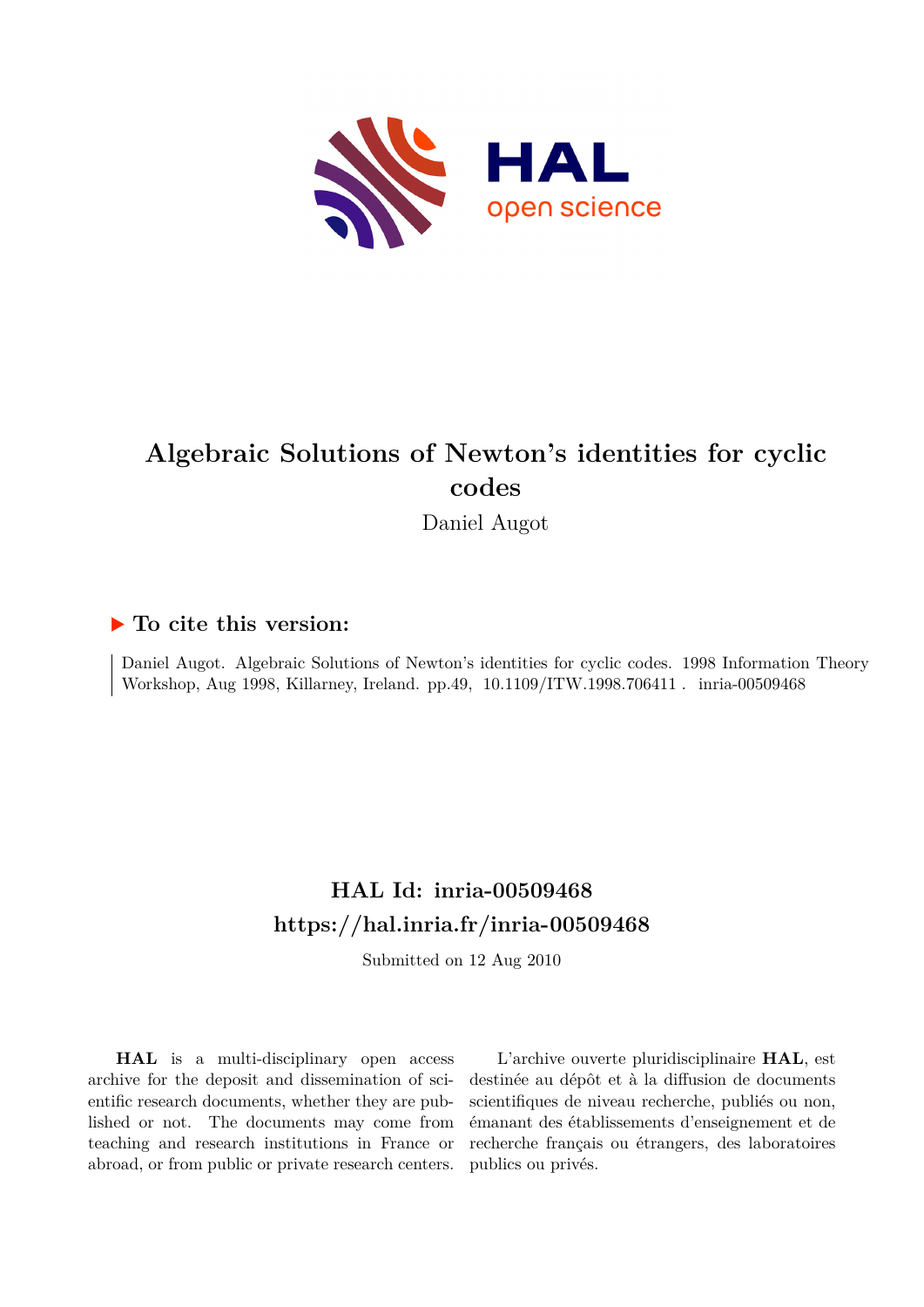# Algebraic Solutions of Newton's identities for cyclic codes

Daniel Augot

### ▶ To cite this version:

Daniel Augot. Algebraic Solutions of Newton's identities for cyclic codes. 1998 Information Theory Workshop, Aug 1998, Killarney, Ireland. pp.49, 10.1109/ITW.1998.706411 . inria-00509468

## HAL Id: inria-00509468
## https://hal.inria.fr/inria-00509468

Submitted on 12 Aug 2010

**HAL** is a multi-disciplinary open access archive for the deposit and dissemination of scientific research documents, whether they are published or not. The documents may come from teaching and research institutions in France or abroad, or from public or private research centers.

L'archive ouverte pluridisciplinaire **HAL**, est destinée au dépôt et à la diffusion de documents scientifiques de niveau recherche, publiés ou non, émanant des établissements d'enseignement et de recherche français ou étrangers, des laboratoires publics ou privés.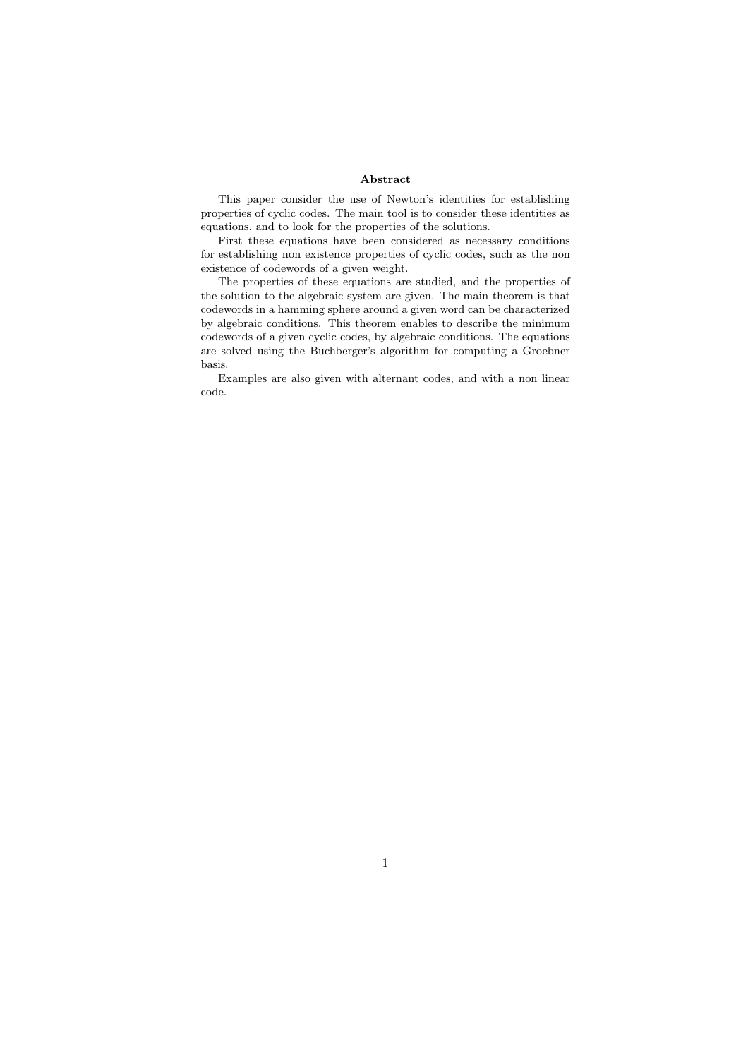**Abstract**

This paper consider the use of Newton's identities for establishing properties of cyclic codes. The main tool is to consider these identities as equations, and to look for the properties of the solutions.

First these equations have been considered as necessary conditions for establishing non existence properties of cyclic codes, such as the non existence of codewords of a given weight.

The properties of these equations are studied, and the properties of the solution to the algebraic system are given. The main theorem is that codewords in a hamming sphere around a given word can be characterized by algebraic conditions. This theorem enables to describe the minimum codewords of a given cyclic codes, by algebraic conditions. The equations are solved using the Buchberger's algorithm for computing a Groebner basis.

Examples are also given with alternant codes, and with a non linear code.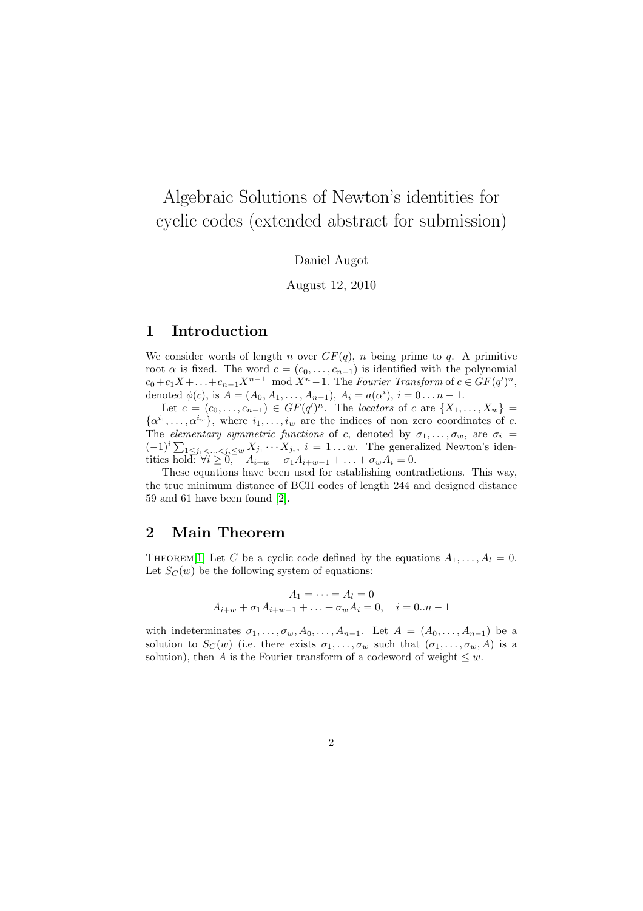# Algebraic Solutions of Newton's identities for cyclic codes (extended abstract for submission)

Daniel Augot

August 12, 2010

## 1 Introduction

We consider words of length $n$ over $GF(q)$, $n$ being prime to $q$. A primitive root $\alpha$ is fixed. The word $c = (c_0, \ldots, c_{n-1})$ is identified with the polynomial $c_0 + c_1X + \ldots + c_{n-1}X^{n-1} \mod X^n - 1$. The *Fourier Transform* of $c \in GF(q')^n$, denoted $\phi(c)$, is $A = (A_0, A_1, \ldots, A_{n-1})$, $A_i = a(\alpha^i)$, $i = 0 \ldots n-1$.

Let $c = (c_0, \ldots, c_{n-1}) \in GF(q')^n$. The *locators* of $c$ are $\{X_1, \ldots, X_w\} = \{\alpha^{i_1}, \ldots, \alpha^{i_w}\}$, where $i_1, \ldots, i_w$ are the indices of non zero coordinates of $c$. The *elementary symmetric functions* of $c$, denoted by $\sigma_1, \ldots, \sigma_w$, are $\sigma_i = (-1)^i \sum_{1 \leq j_1 < \ldots < j_i \leq w} X_{j_1} \cdots X_{j_i}$, $i = 1 \ldots w$. The generalized Newton's identities hold: $\forall i \geq 0, \quad A_{i+w} + \sigma_1 A_{i+w-1} + \ldots + \sigma_w A_i = 0$.

These equations have been used for establishing contradictions. This way, the true minimum distance of BCH codes of length 244 and designed distance 59 and 61 have been found [2].

## 2 Main Theorem

Theorem[1] Let $C$ be a cyclic code defined by the equations $A_1, \ldots, A_l = 0$. Let $S_C(w)$ be the following system of equations:

$$A_1 = \cdots = A_l = 0$$
$$A_{i+w} + \sigma_1 A_{i+w-1} + \ldots + \sigma_w A_i = 0, \quad i = 0..n-1$$

with indeterminates $\sigma_1, \ldots, \sigma_w, A_0, \ldots, A_{n-1}$. Let $A = (A_0, \ldots, A_{n-1})$ be a solution to $S_C(w)$ (i.e. there exists $\sigma_1, \ldots, \sigma_w$ such that $(\sigma_1, \ldots, \sigma_w, A)$ is a solution), then $A$ is the Fourier transform of a codeword of weight $\leq w$.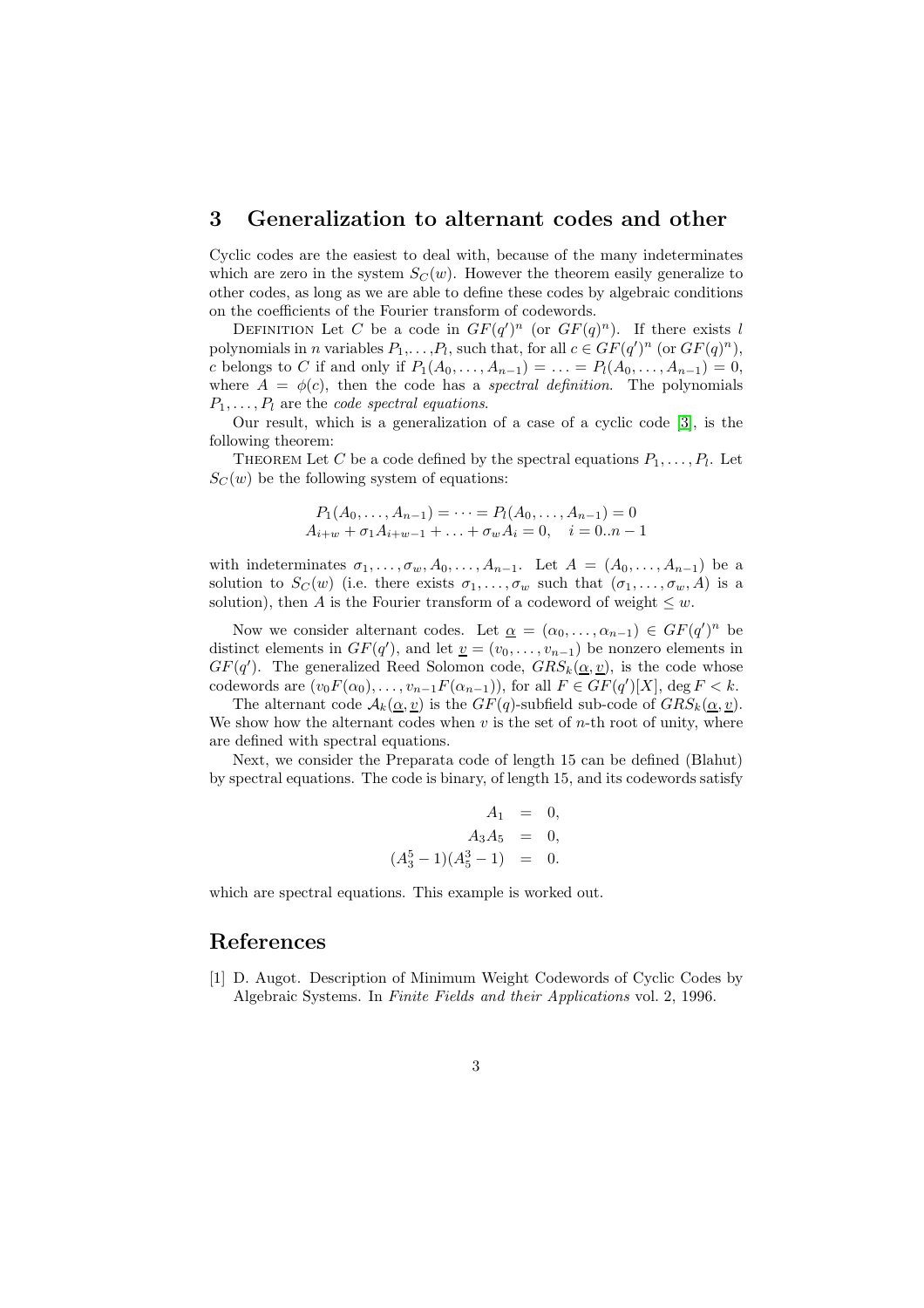## 3 Generalization to alternant codes and other

Cyclic codes are the easiest to deal with, because of the many indeterminates which are zero in the system $S_C(w)$. However the theorem easily generalize to other codes, as long as we are able to define these codes by algebraic conditions on the coefficients of the Fourier transform of codewords.

DEFINITION Let $C$ be a code in $GF(q')^n$ (or $GF(q)^n$). If there exists $l$ polynomials in $n$ variables $P_1,\ldots,P_l$, such that, for all $c \in GF(q')^n$ (or $GF(q)^n$), $c$ belongs to $C$ if and only if $P_1(A_0,\ldots,A_{n-1}) = \ldots = P_l(A_0,\ldots,A_{n-1}) = 0$, where $A = \phi(c)$, then the code has a *spectral definition*. The polynomials $P_1,\ldots,P_l$ are the *code spectral equations*.

Our result, which is a generalization of a case of a cyclic code [3], is the following theorem:

THEOREM Let $C$ be a code defined by the spectral equations $P_1,\ldots,P_l$. Let $S_C(w)$ be the following system of equations:

$$
\begin{array}{l}
P_1(A_0,\ldots,A_{n-1}) = \cdots = P_l(A_0,\ldots,A_{n-1}) = 0 \\
A_{i+w} + \sigma_1 A_{i+w-1} + \ldots + \sigma_w A_i = 0, \quad i = 0..n-1
\end{array}
$$

with indeterminates $\sigma_1,\ldots,\sigma_w,A_0,\ldots,A_{n-1}$. Let $A = (A_0,\ldots,A_{n-1})$ be a solution to $S_C(w)$ (i.e. there exists $\sigma_1,\ldots,\sigma_w$ such that $(\sigma_1,\ldots,\sigma_w,A)$ is a solution), then $A$ is the Fourier transform of a codeword of weight $\leq w$.

Now we consider alternant codes. Let $\underline{\alpha} = (\alpha_0,\ldots,\alpha_{n-1}) \in GF(q')^n$ be distinct elements in $GF(q')$, and let $\underline{v} = (v_0,\ldots,v_{n-1})$ be nonzero elements in $GF(q')$. The generalized Reed Solomon code, $GRS_k(\underline{\alpha},\underline{v})$, is the code whose codewords are $(v_0F(\alpha_0),\ldots,v_{n-1}F(\alpha_{n-1}))$, for all $F \in GF(q')[X]$, $\deg F < k$.

The alternant code $\mathcal{A}_k(\underline{\alpha},\underline{v})$ is the $GF(q)$-subfield sub-code of $GRS_k(\underline{\alpha},\underline{v})$. We show how the alternant codes when $v$ is the set of $n$-th root of unity, where are defined with spectral equations.

Next, we consider the Preparata code of length 15 can be defined (Blahut) by spectral equations. The code is binary, of length 15, and its codewords satisfy

$$
\begin{aligned}
A_1 &= 0, \\
A_3A_5 &= 0, \\
(A_3^5-1)(A_5^3-1) &= 0.
\end{aligned}
$$

which are spectral equations. This example is worked out.

## References

[1] D. Augot. Description of Minimum Weight Codewords of Cyclic Codes by Algebraic Systems. In *Finite Fields and their Applications* vol. 2, 1996.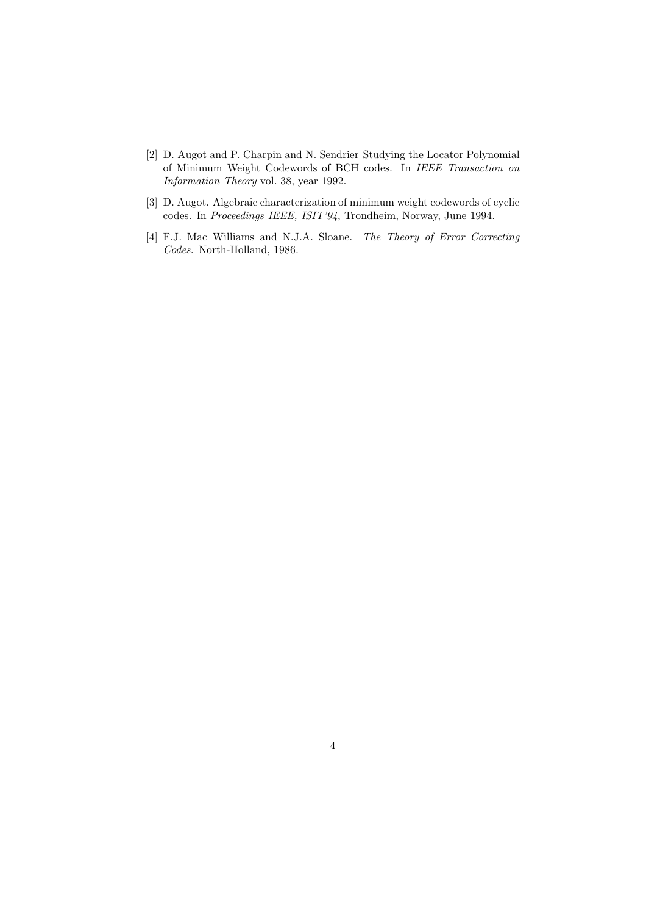[2] D. Augot and P. Charpin and N. Sendrier Studying the Locator Polynomial of Minimum Weight Codewords of BCH codes. In *IEEE Transaction on Information Theory* vol. 38, year 1992.

[3] D. Augot. Algebraic characterization of minimum weight codewords of cyclic codes. In *Proceedings IEEE, ISIT'94*, Trondheim, Norway, June 1994.

[4] F.J. Mac Williams and N.J.A. Sloane. *The Theory of Error Correcting Codes.* North-Holland, 1986.